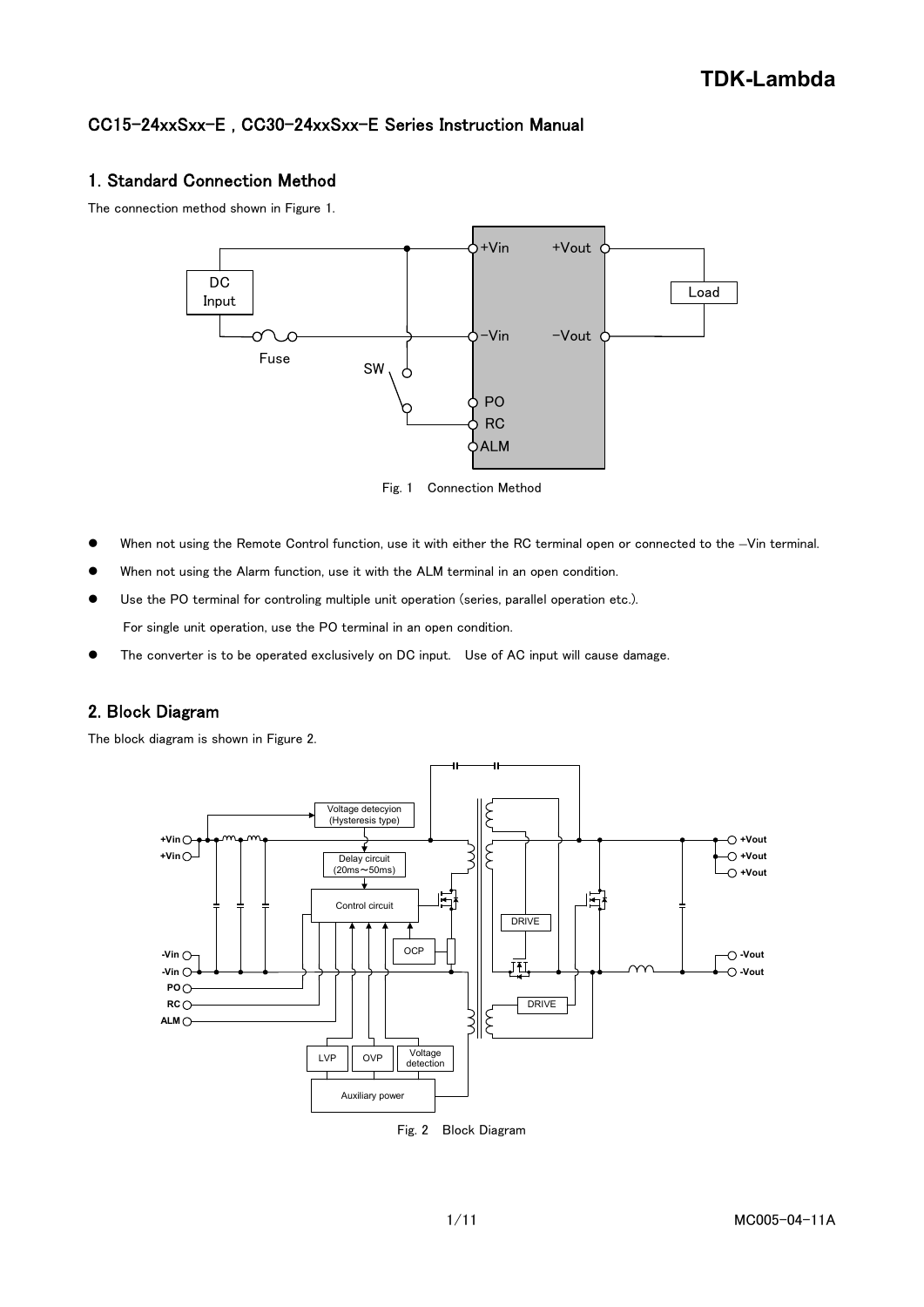# CC15-24xxSxx-E , CC30-24xxSxx-E Series Instruction Manual

## 1. Standard Connection Method

The connection method shown in Figure 1.

Fig. 1 Connection Method

- When not using the Remote Control function, use it with either the RC terminal open or connected to the –Vin terminal.
- When not using the Alarm function, use it with the ALM terminal in an open condition.
- Use the PO terminal for controling multiple unit operation (series, parallel operation etc.).
  For single unit operation, use the PO terminal in an open condition.
- The converter is to be operated exclusively on DC input. Use of AC input will cause damage.

## 2. Block Diagram

The block diagram is shown in Figure 2.

Fig. 2 Block Diagram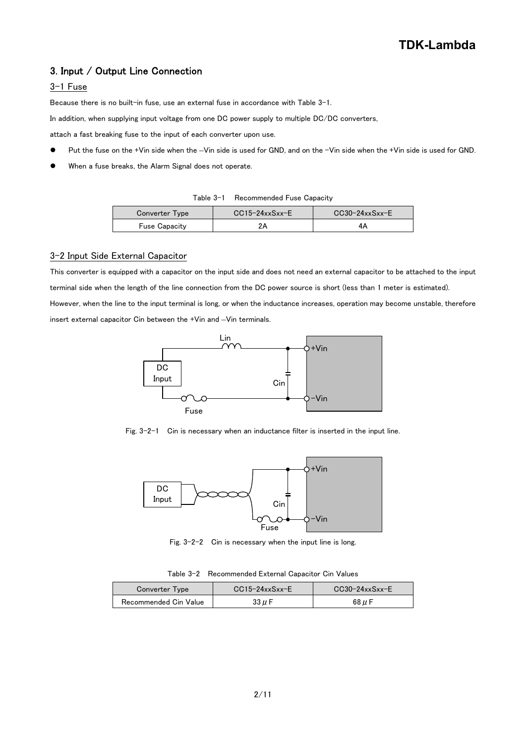## 3. Input / Output Line Connection

### 3-1 Fuse

Because there is no built-in fuse, use an external fuse in accordance with Table 3-1.

In addition, when supplying input voltage from one DC power supply to multiple DC/DC converters,

attach a fast breaking fuse to the input of each converter upon use.

- Put the fuse on the +Vin side when the –Vin side is used for GND, and on the -Vin side when the +Vin side is used for GND.
- When a fuse breaks, the Alarm Signal does not operate.

Table 3-1 Recommended Fuse Capacity

| Converter Type | CC15-24xxSxx-E | CC30-24xxSxx-E |
|---|---|---|
| Fuse Capacity | 2A | 4A |

### 3-2 Input Side External Capacitor

This converter is equipped with a capacitor on the input side and does not need an external capacitor to be attached to the input terminal side when the length of the line connection from the DC power source is short (less than 1 meter is estimated).

However, when the line to the input terminal is long, or when the inductance increases, operation may become unstable, therefore insert external capacitor Cin between the +Vin and –Vin terminals.

Fig. 3-2-1 Cin is necessary when an inductance filter is inserted in the input line.

Fig. 3-2-2 Cin is necessary when the input line is long.

Table 3-2 Recommended External Capacitor Cin Values

| Converter Type | CC15-24xxSxx-E | CC30-24xxSxx-E |
|---|---|---|
| Recommended Cin Value | 33 μF | 68 μF |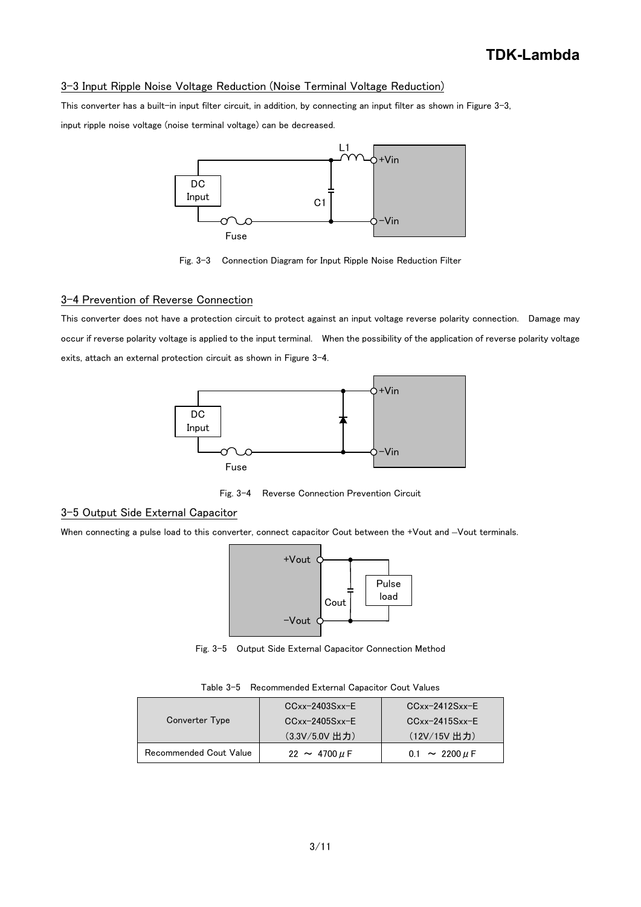## 3-3 Input Ripple Noise Voltage Reduction (Noise Terminal Voltage Reduction)

This converter has a built-in input filter circuit, in addition, by connecting an input filter as shown in Figure 3-3, input ripple noise voltage (noise terminal voltage) can be decreased.

Fig. 3-3　Connection Diagram for Input Ripple Noise Reduction Filter

## 3-4 Prevention of Reverse Connection

This converter does not have a protection circuit to protect against an input voltage reverse polarity connection.　Damage may occur if reverse polarity voltage is applied to the input terminal.　When the possibility of the application of reverse polarity voltage exits, attach an external protection circuit as shown in Figure 3-4.

Fig. 3-4　Reverse Connection Prevention Circuit

## 3-5 Output Side External Capacitor

When connecting a pulse load to this converter, connect capacitor Cout between the +Vout and –Vout terminals.

Fig. 3-5　Output Side External Capacitor Connection Method

Table 3-5　Recommended External Capacitor Cout Values

| Converter Type | CCxx-2403Sxx-E<br>CCxx-2405Sxx-E<br>(3.3V/5.0V 出力) | CCxx-2412Sxx-E<br>CCxx-2415Sxx-E<br>(12V/15V 出力) |
|---|---|---|
| Recommended Cout Value | 22 ～ 4700μF | 0.1 ～ 2200μF |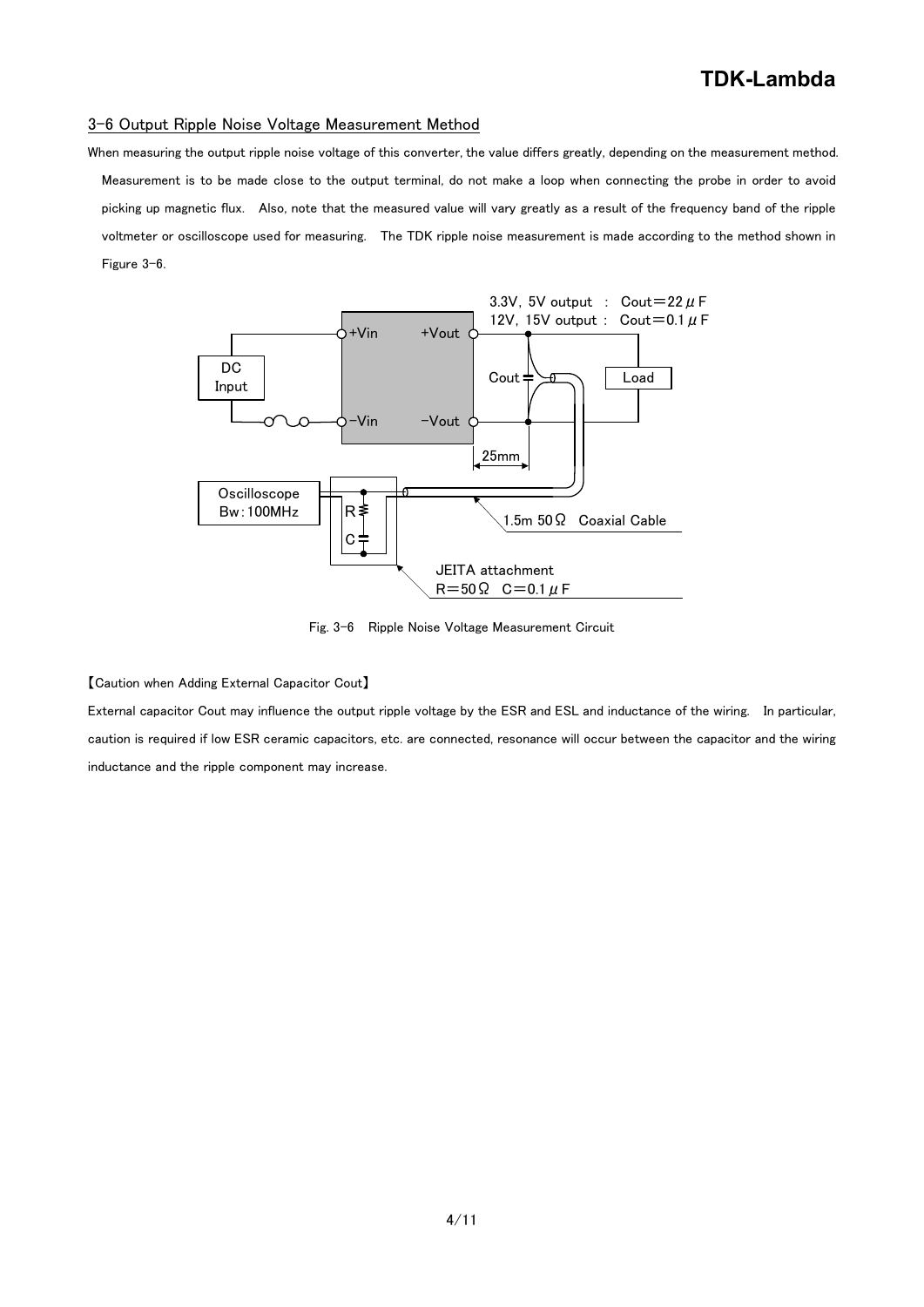## 3-6 Output Ripple Noise Voltage Measurement Method

When measuring the output ripple noise voltage of this converter, the value differs greatly, depending on the measurement method. Measurement is to be made close to the output terminal, do not make a loop when connecting the probe in order to avoid picking up magnetic flux. Also, note that the measured value will vary greatly as a result of the frequency band of the ripple voltmeter or oscilloscope used for measuring. The TDK ripple noise measurement is made according to the method shown in Figure 3-6.

3.3V, 5V output : Cout＝22μF
12V, 15V output : Cout＝0.1μF

1.5m 50Ω Coaxial Cable

JEITA attachment
R＝50Ω C＝0.1μF

Fig. 3-6 Ripple Noise Voltage Measurement Circuit

【Caution when Adding External Capacitor Cout】

External capacitor Cout may influence the output ripple voltage by the ESR and ESL and inductance of the wiring. In particular, caution is required if low ESR ceramic capacitors, etc. are connected, resonance will occur between the capacitor and the wiring inductance and the ripple component may increase.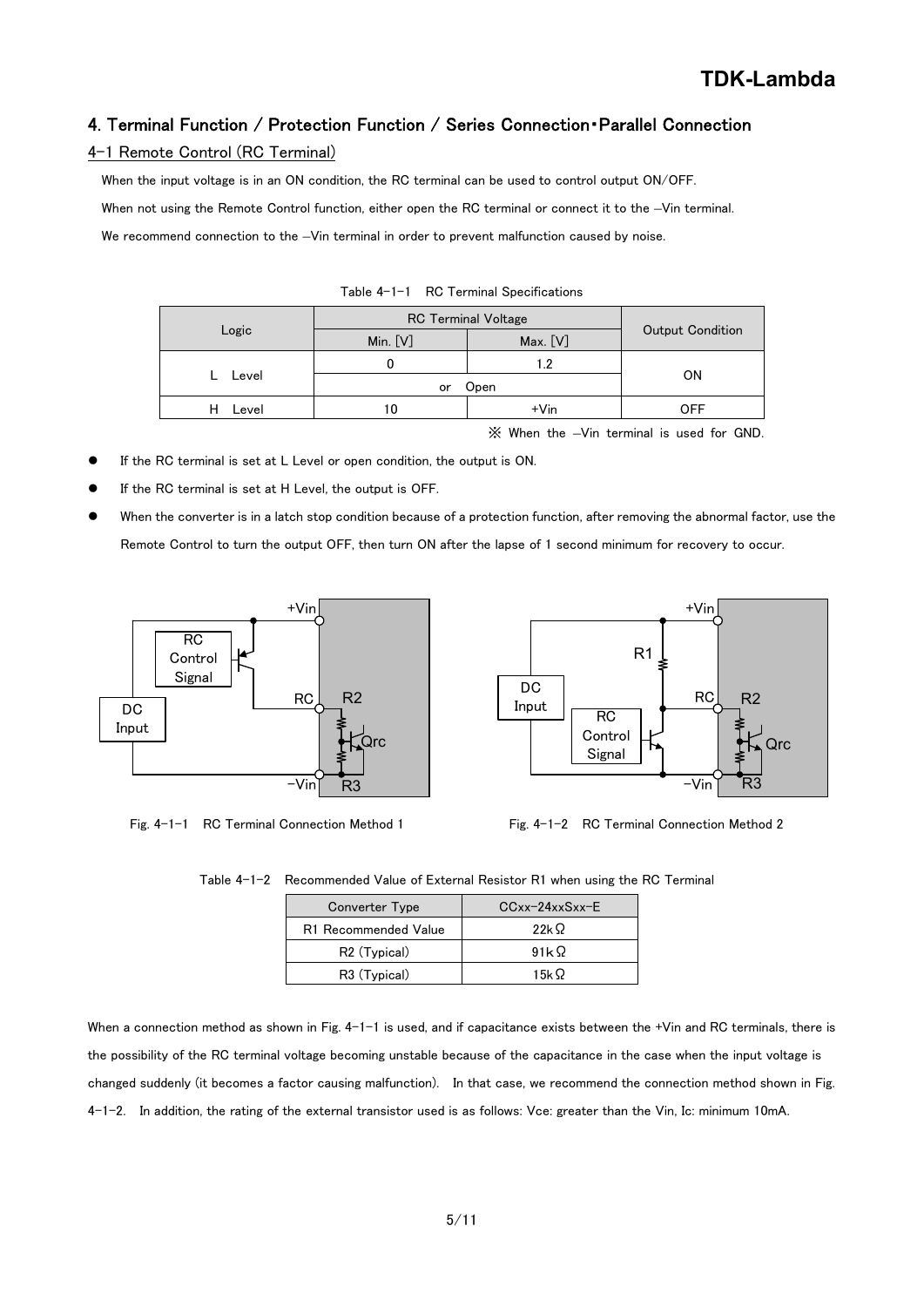## 4. Terminal Function / Protection Function / Series Connection・Parallel Connection

### 4-1 Remote Control (RC Terminal)

When the input voltage is in an ON condition, the RC terminal can be used to control output ON/OFF.

When not using the Remote Control function, either open the RC terminal or connect it to the −Vin terminal.

We recommend connection to the −Vin terminal in order to prevent malfunction caused by noise.

Table 4-1-1 RC Terminal Specifications

| Logic | RC Terminal Voltage | | Output Condition |
|---|---|---|---|
| | Min. [V] | Max. [V] | |
| L Level | 0 | 1.2 | ON |
| | or Open | | |
| H Level | 10 | +Vin | OFF |

※ When the −Vin terminal is used for GND.

- If the RC terminal is set at L Level or open condition, the output is ON.
- If the RC terminal is set at H Level, the output is OFF.
- When the converter is in a latch stop condition because of a protection function, after removing the abnormal factor, use the Remote Control to turn the output OFF, then turn ON after the lapse of 1 second minimum for recovery to occur.

Fig. 4-1-1 RC Terminal Connection Method 1

Fig. 4-1-2 RC Terminal Connection Method 2

Table 4-1-2 Recommended Value of External Resistor R1 when using the RC Terminal

| Converter Type | CCxx-24xxSxx-E |
|---|---|
| R1 Recommended Value | 22kΩ |
| R2 (Typical) | 91kΩ |
| R3 (Typical) | 15kΩ |

When a connection method as shown in Fig. 4-1-1 is used, and if capacitance exists between the +Vin and RC terminals, there is the possibility of the RC terminal voltage becoming unstable because of the capacitance in the case when the input voltage is changed suddenly (it becomes a factor causing malfunction). In that case, we recommend the connection method shown in Fig. 4-1-2. In addition, the rating of the external transistor used is as follows: Vce: greater than the Vin, Ic: minimum 10mA.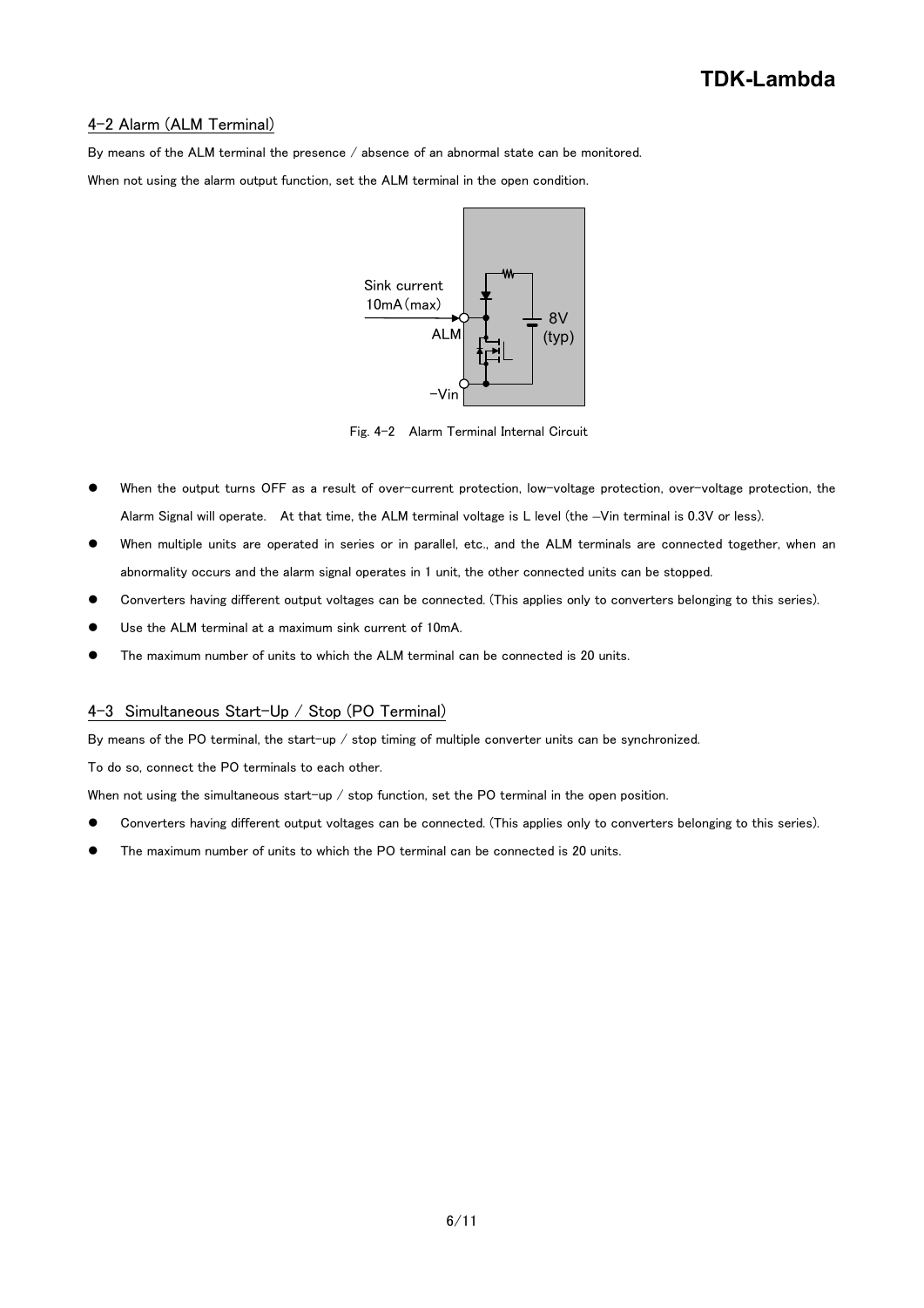## 4-2 Alarm (ALM Terminal)

By means of the ALM terminal the presence / absence of an abnormal state can be monitored.

When not using the alarm output function, set the ALM terminal in the open condition.

Sink current
10mA (max)
ALM
–Vin
8V
(typ)

Fig. 4-2 Alarm Terminal Internal Circuit

- When the output turns OFF as a result of over-current protection, low-voltage protection, over-voltage protection, the Alarm Signal will operate. At that time, the ALM terminal voltage is L level (the –Vin terminal is 0.3V or less).
- When multiple units are operated in series or in parallel, etc., and the ALM terminals are connected together, when an abnormality occurs and the alarm signal operates in 1 unit, the other connected units can be stopped.
- Converters having different output voltages can be connected. (This applies only to converters belonging to this series).
- Use the ALM terminal at a maximum sink current of 10mA.
- The maximum number of units to which the ALM terminal can be connected is 20 units.

## 4-3 Simultaneous Start-Up / Stop (PO Terminal)

By means of the PO terminal, the start-up / stop timing of multiple converter units can be synchronized.

To do so, connect the PO terminals to each other.

When not using the simultaneous start-up / stop function, set the PO terminal in the open position.

- Converters having different output voltages can be connected. (This applies only to converters belonging to this series).
- The maximum number of units to which the PO terminal can be connected is 20 units.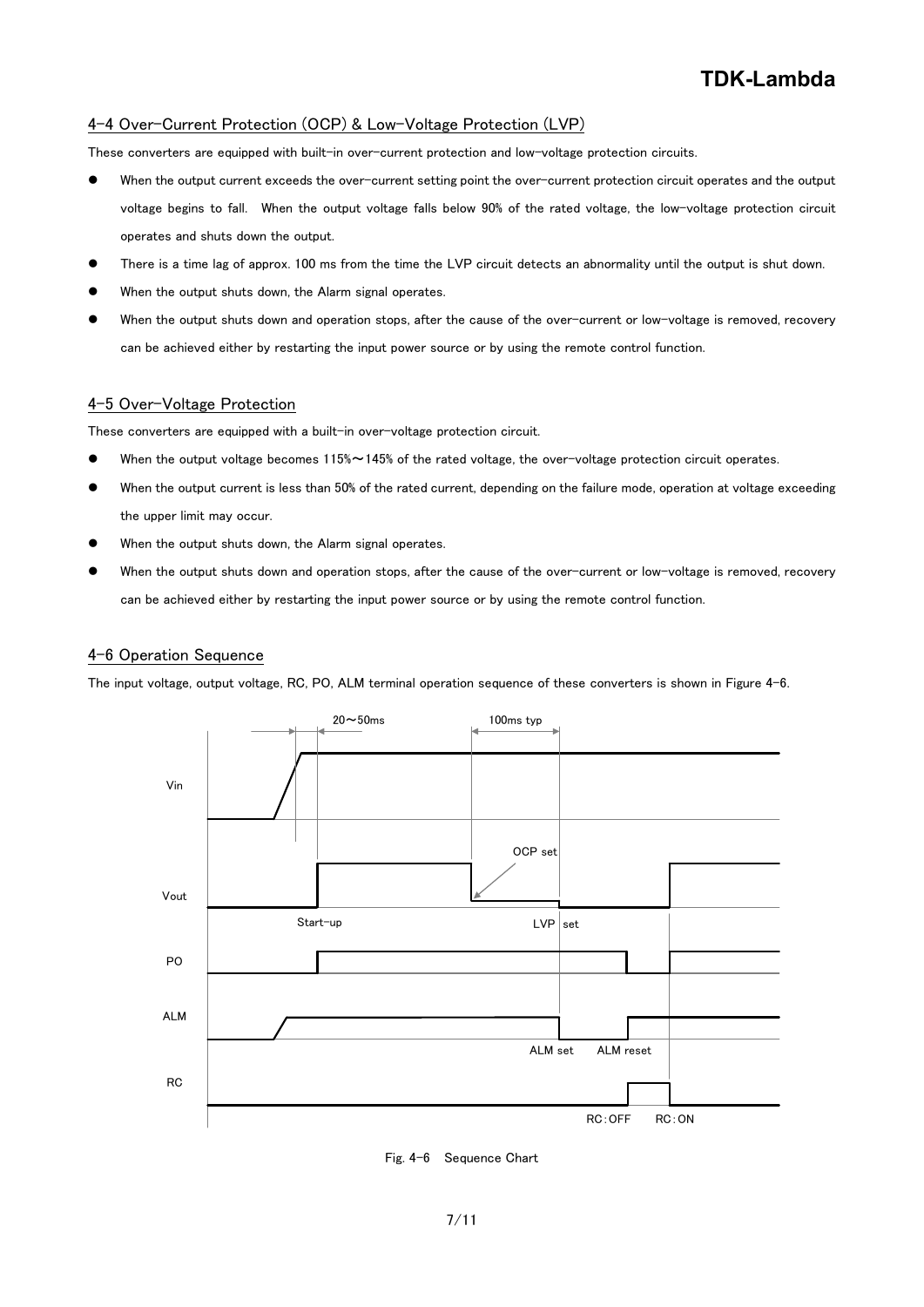## 4-4 Over-Current Protection (OCP) & Low-Voltage Protection (LVP)

These converters are equipped with built-in over-current protection and low-voltage protection circuits.

- When the output current exceeds the over-current setting point the over-current protection circuit operates and the output voltage begins to fall. When the output voltage falls below 90% of the rated voltage, the low-voltage protection circuit operates and shuts down the output.
- There is a time lag of approx. 100 ms from the time the LVP circuit detects an abnormality until the output is shut down.
- When the output shuts down, the Alarm signal operates.
- When the output shuts down and operation stops, after the cause of the over-current or low-voltage is removed, recovery can be achieved either by restarting the input power source or by using the remote control function.

## 4-5 Over-Voltage Protection

These converters are equipped with a built-in over-voltage protection circuit.

- When the output voltage becomes 115%～145% of the rated voltage, the over-voltage protection circuit operates.
- When the output current is less than 50% of the rated current, depending on the failure mode, operation at voltage exceeding the upper limit may occur.
- When the output shuts down, the Alarm signal operates.
- When the output shuts down and operation stops, after the cause of the over-current or low-voltage is removed, recovery can be achieved either by restarting the input power source or by using the remote control function.

## 4-6 Operation Sequence

The input voltage, output voltage, RC, PO, ALM terminal operation sequence of these converters is shown in Figure 4-6.

Fig. 4-6 Sequence Chart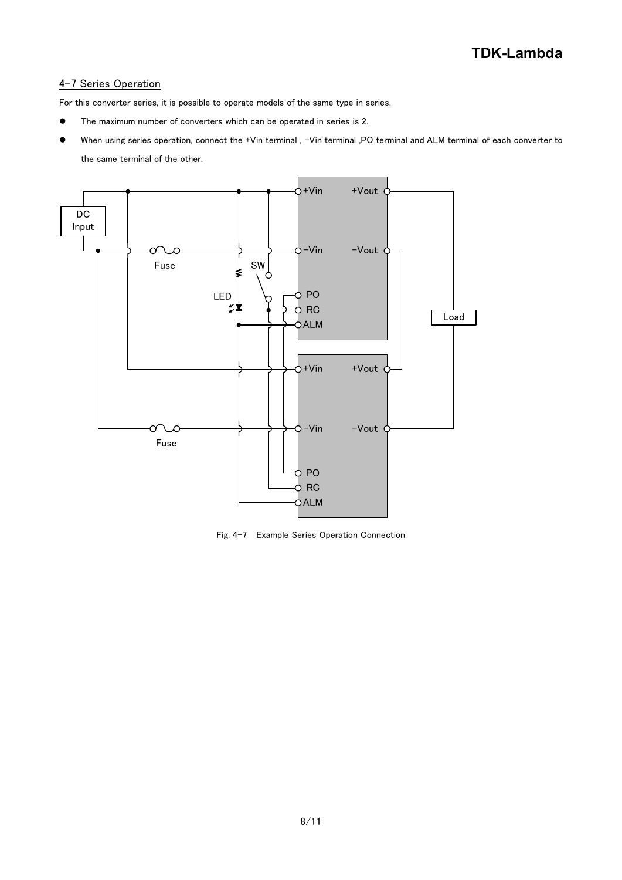## 4-7 Series Operation

For this converter series, it is possible to operate models of the same type in series.

- The maximum number of converters which can be operated in series is 2.
- When using series operation, connect the +Vin terminal , -Vin terminal ,PO terminal and ALM terminal of each converter to the same terminal of the other.

Fig. 4-7 Example Series Operation Connection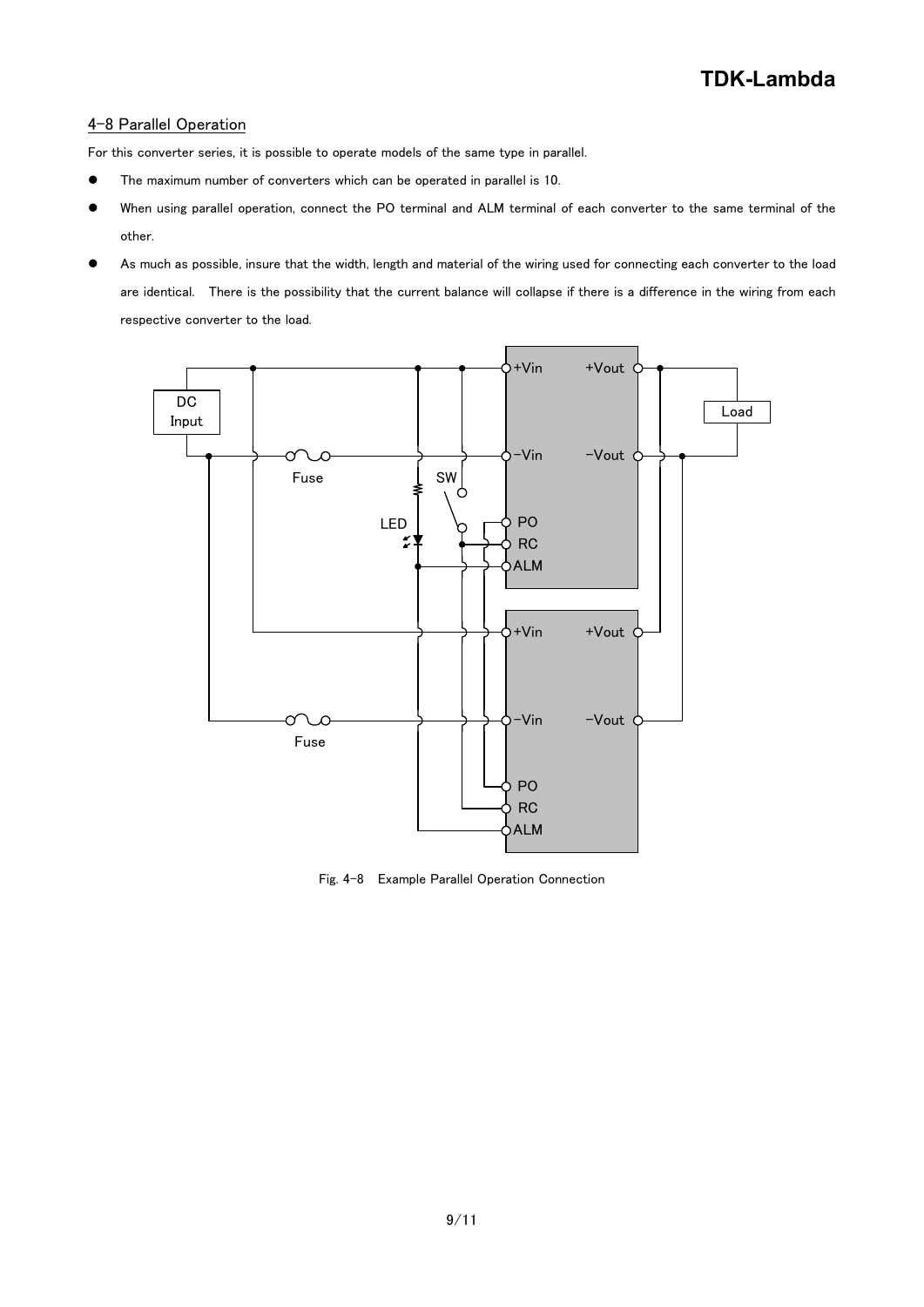## 4-8 Parallel Operation

For this converter series, it is possible to operate models of the same type in parallel.

- The maximum number of converters which can be operated in parallel is 10.
- When using parallel operation, connect the PO terminal and ALM terminal of each converter to the same terminal of the other.
- As much as possible, insure that the width, length and material of the wiring used for connecting each converter to the load are identical. There is the possibility that the current balance will collapse if there is a difference in the wiring from each respective converter to the load.

Fig. 4-8 Example Parallel Operation Connection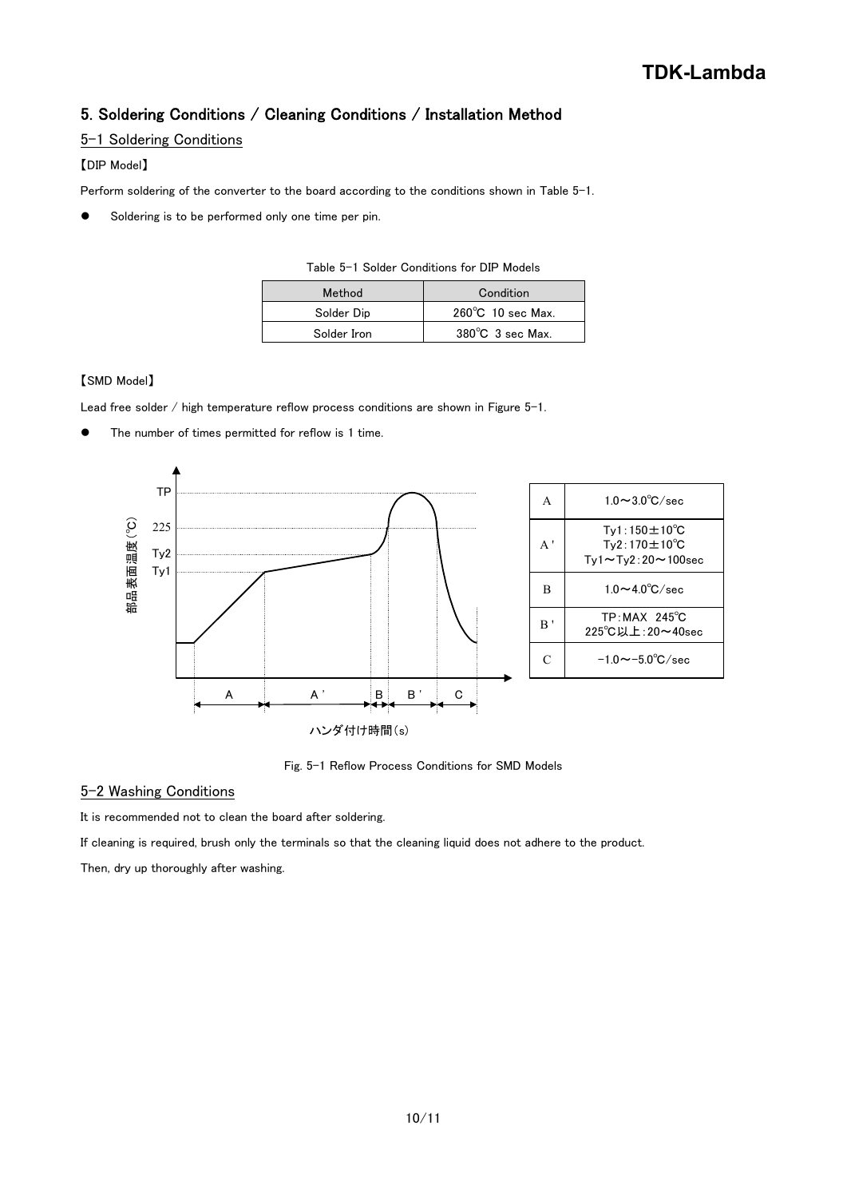## 5. Soldering Conditions / Cleaning Conditions / Installation Method

### 5-1 Soldering Conditions

【DIP Model】

Perform soldering of the converter to the board according to the conditions shown in Table 5-1.

- Soldering is to be performed only one time per pin.

Table 5-1 Solder Conditions for DIP Models

| Method | Condition |
| --- | --- |
| Solder Dip | 260℃ 10 sec Max. |
| Solder Iron | 380℃ 3 sec Max. |

【SMD Model】

Lead free solder / high temperature reflow process conditions are shown in Figure 5-1.

- The number of times permitted for reflow is 1 time.

| | |
| --- | --- |
| A | 1.0～3.0℃/sec |
| A' | Ty1:150±10℃<br>Ty2:170±10℃<br>Ty1～Ty2:20～100sec |
| B | 1.0～4.0℃/sec |
| B' | TP:MAX 245℃<br>225℃以上:20～40sec |
| C | -1.0～-5.0℃/sec |

Fig. 5-1 Reflow Process Conditions for SMD Models

### 5-2 Washing Conditions

It is recommended not to clean the board after soldering.

If cleaning is required, brush only the terminals so that the cleaning liquid does not adhere to the product.

Then, dry up thoroughly after washing.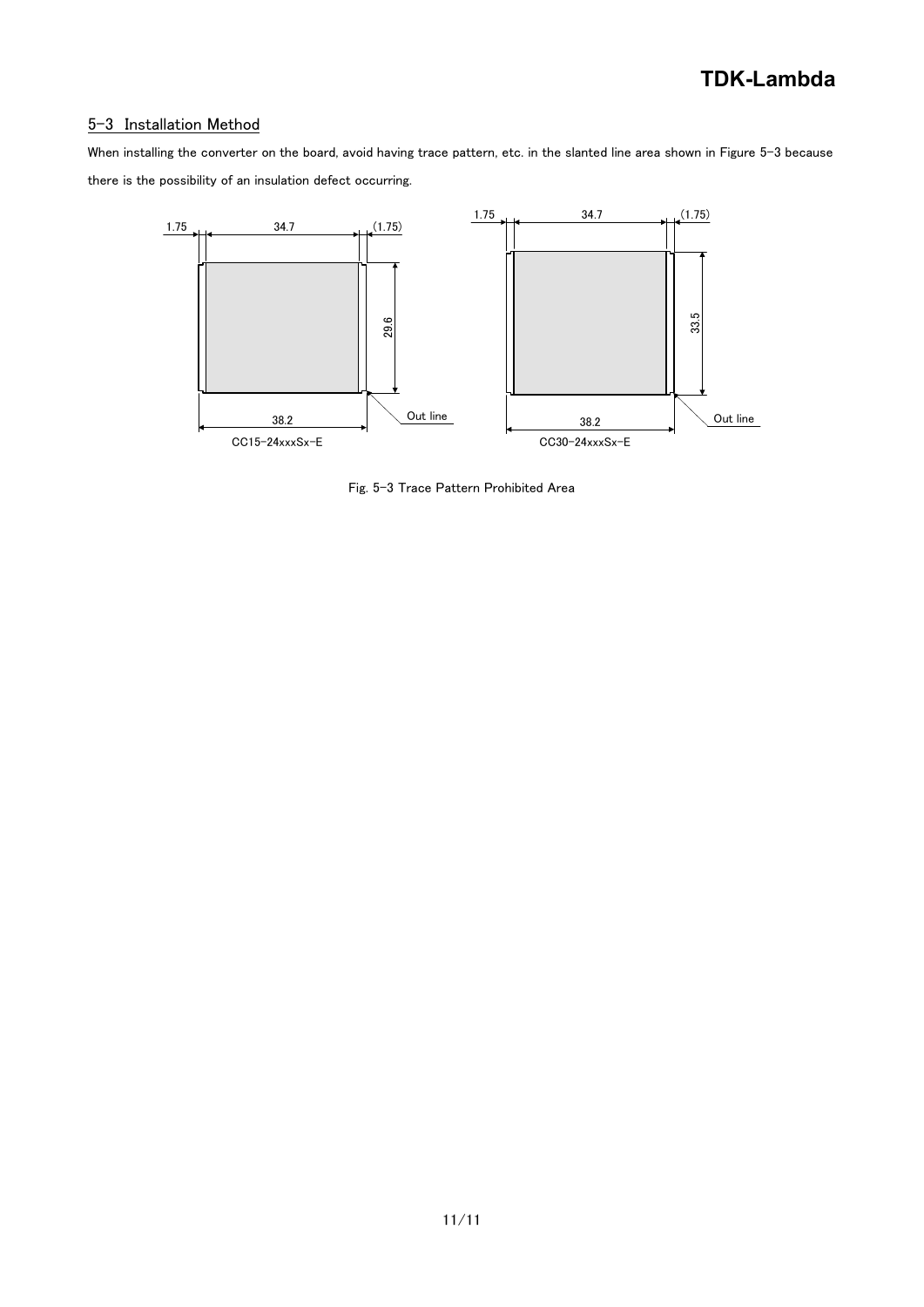## 5-3 Installation Method

When installing the converter on the board, avoid having trace pattern, etc. in the slanted line area shown in Figure 5-3 because there is the possibility of an insulation defect occurring.

1.75
34.7
(1.75)
29.6
38.2
Out line
CC15-24xxxSx-E

1.75
34.7
(1.75)
33.5
38.2
Out line
CC30-24xxxSx-E

Fig. 5-3 Trace Pattern Prohibited Area